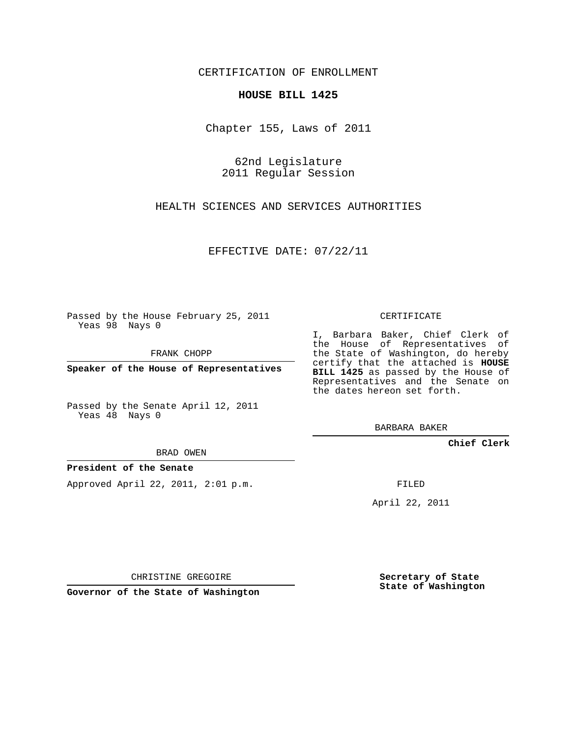CERTIFICATION OF ENROLLMENT

**HOUSE BILL 1425**

Chapter 155, Laws of 2011

62nd Legislature
2011 Regular Session

HEALTH SCIENCES AND SERVICES AUTHORITIES

EFFECTIVE DATE: 07/22/11

Passed by the House February 25, 2011
Yeas 98 Nays 0

FRANK CHOPP

**Speaker of the House of Representatives**

Passed by the Senate April 12, 2011
Yeas 48 Nays 0

BRAD OWEN

**President of the Senate**

Approved April 22, 2011, 2:01 p.m.

CHRISTINE GREGOIRE

**Governor of the State of Washington**

CERTIFICATE

I, Barbara Baker, Chief Clerk of the House of Representatives of the State of Washington, do hereby certify that the attached is **HOUSE BILL 1425** as passed by the House of Representatives and the Senate on the dates hereon set forth.

BARBARA BAKER

**Chief Clerk**

FILED

April 22, 2011

**Secretary of State**
**State of Washington**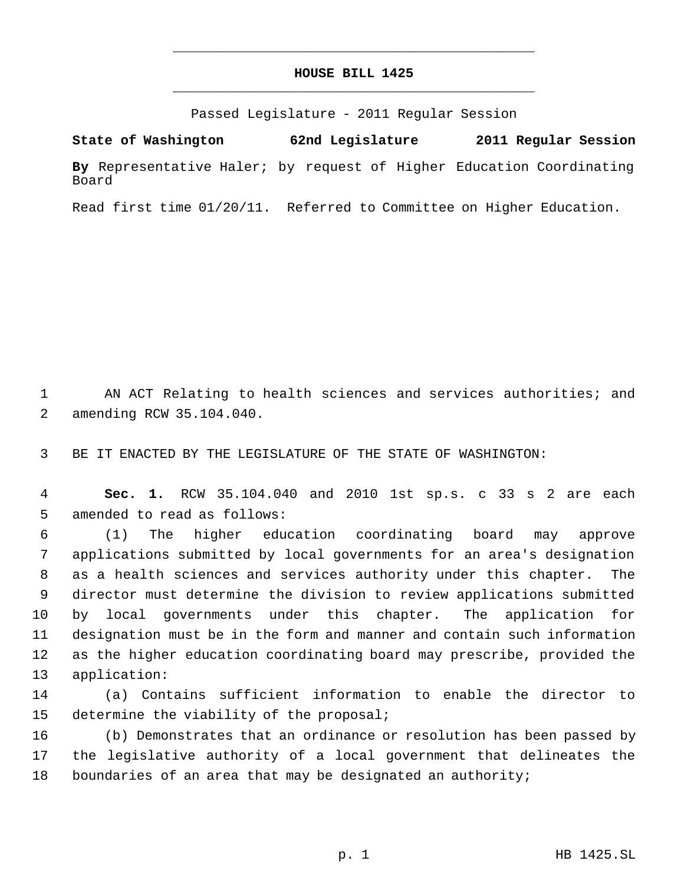# HOUSE BILL 1425

Passed Legislature - 2011 Regular Session

**State of Washington 62nd Legislature 2011 Regular Session**

**By** Representative Haler; by request of Higher Education Coordinating Board

Read first time 01/20/11. Referred to Committee on Higher Education.

AN ACT Relating to health sciences and services authorities; and amending RCW 35.104.040.

BE IT ENACTED BY THE LEGISLATURE OF THE STATE OF WASHINGTON:

**Sec. 1.** RCW 35.104.040 and 2010 1st sp.s. c 33 s 2 are each amended to read as follows:

(1) The higher education coordinating board may approve applications submitted by local governments for an area's designation as a health sciences and services authority under this chapter. The director must determine the division to review applications submitted by local governments under this chapter. The application for designation must be in the form and manner and contain such information as the higher education coordinating board may prescribe, provided the application:

(a) Contains sufficient information to enable the director to determine the viability of the proposal;

(b) Demonstrates that an ordinance or resolution has been passed by the legislative authority of a local government that delineates the boundaries of an area that may be designated an authority;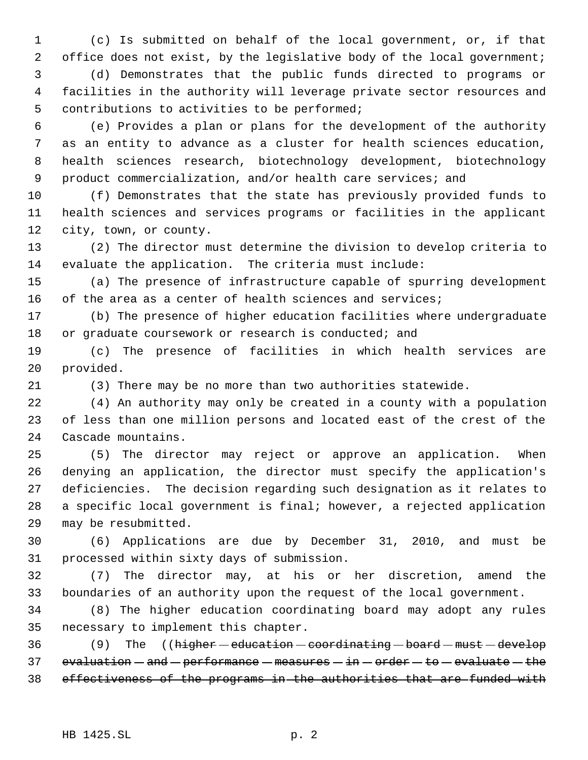(c) Is submitted on behalf of the local government, or, if that office does not exist, by the legislative body of the local government;

(d) Demonstrates that the public funds directed to programs or facilities in the authority will leverage private sector resources and contributions to activities to be performed;

(e) Provides a plan or plans for the development of the authority as an entity to advance as a cluster for health sciences education, health sciences research, biotechnology development, biotechnology product commercialization, and/or health care services; and

(f) Demonstrates that the state has previously provided funds to health sciences and services programs or facilities in the applicant city, town, or county.

(2) The director must determine the division to develop criteria to evaluate the application. The criteria must include:

(a) The presence of infrastructure capable of spurring development of the area as a center of health sciences and services;

(b) The presence of higher education facilities where undergraduate or graduate coursework or research is conducted; and

(c) The presence of facilities in which health services are provided.

(3) There may be no more than two authorities statewide.

(4) An authority may only be created in a county with a population of less than one million persons and located east of the crest of the Cascade mountains.

(5) The director may reject or approve an application. When denying an application, the director must specify the application's deficiencies. The decision regarding such designation as it relates to a specific local government is final; however, a rejected application may be resubmitted.

(6) Applications are due by December 31, 2010, and must be processed within sixty days of submission.

(7) The director may, at his or her discretion, amend the boundaries of an authority upon the request of the local government.

(8) The higher education coordinating board may adopt any rules necessary to implement this chapter.

(9) The ((~~higher education coordinating board must develop evaluation and performance measures in order to evaluate the effectiveness of the programs in the authorities that are funded with~~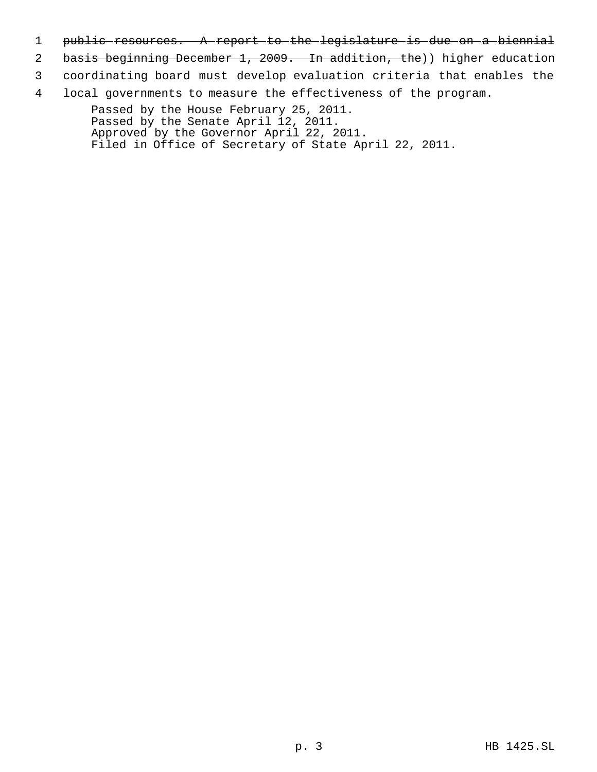~~public resources. A report to the legislature is due on a biennial basis beginning December 1, 2009. In addition, the~~)) higher education coordinating board must develop evaluation criteria that enables the local governments to measure the effectiveness of the program.

Passed by the House February 25, 2011.
Passed by the Senate April 12, 2011.
Approved by the Governor April 22, 2011.
Filed in Office of Secretary of State April 22, 2011.